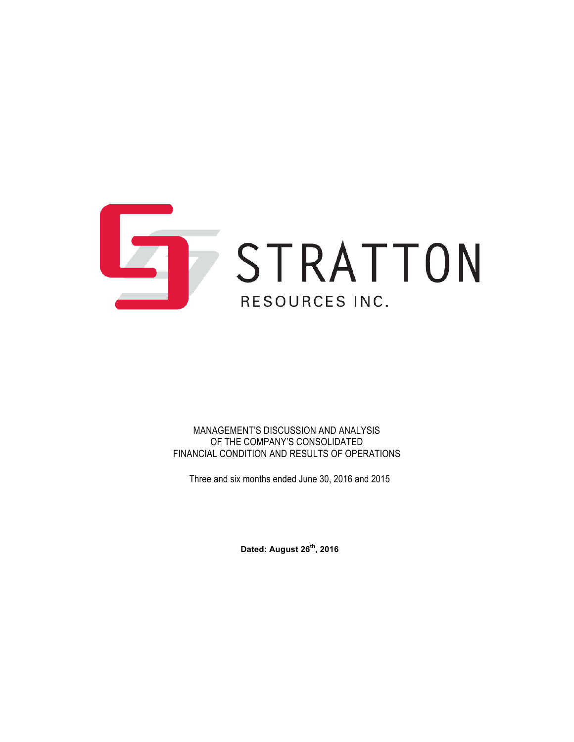STRATTON

RESOURCES INC.

MANAGEMENT'S DISCUSSION AND ANALYSIS
OF THE COMPANY'S CONSOLIDATED
FINANCIAL CONDITION AND RESULTS OF OPERATIONS

Three and six months ended June 30, 2016 and 2015

**Dated: August 26th, 2016**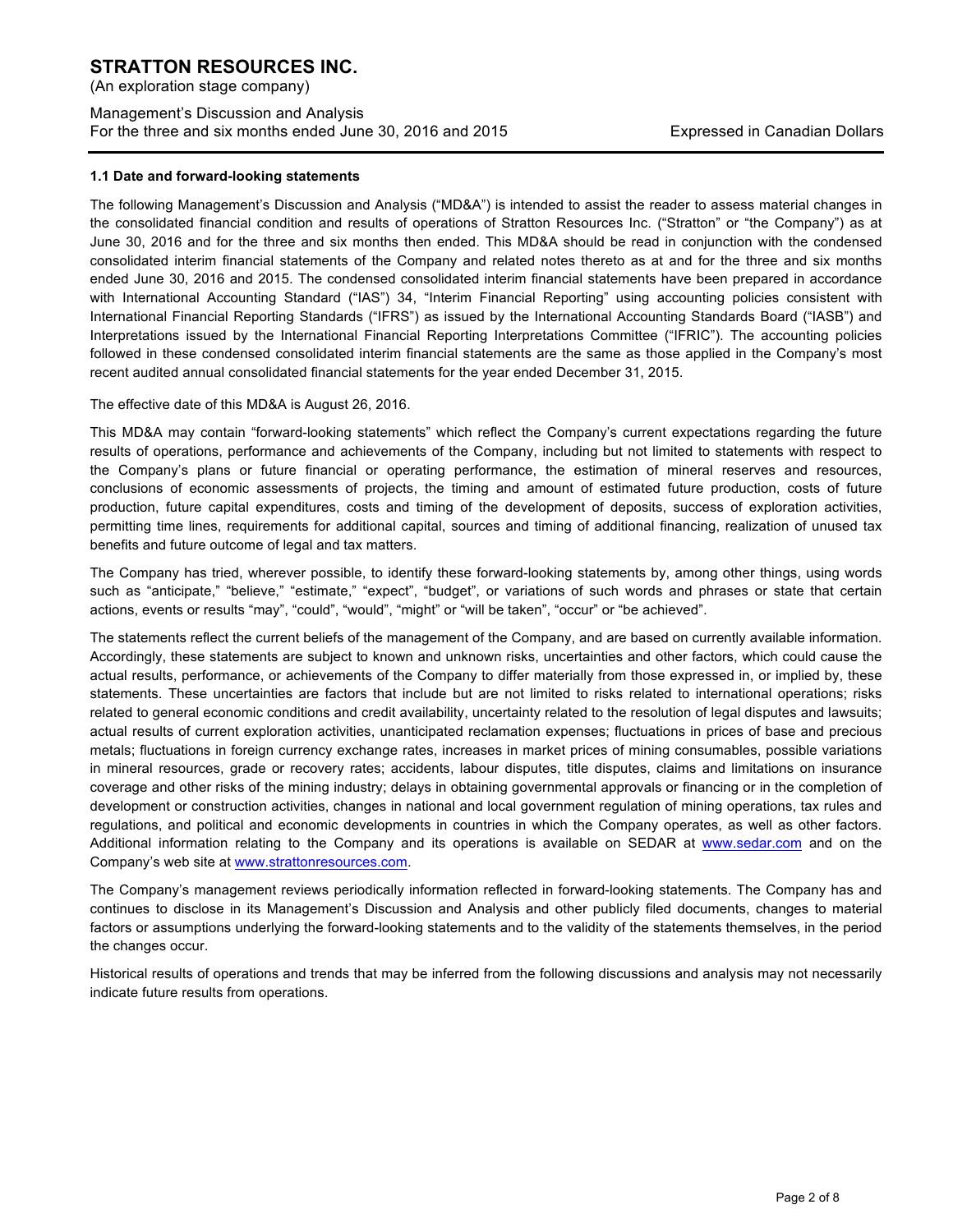**1.1 Date and forward-looking statements**

The following Management's Discussion and Analysis ("MD&A") is intended to assist the reader to assess material changes in the consolidated financial condition and results of operations of Stratton Resources Inc. ("Stratton" or "the Company") as at June 30, 2016 and for the three and six months then ended. This MD&A should be read in conjunction with the condensed consolidated interim financial statements of the Company and related notes thereto as at and for the three and six months ended June 30, 2016 and 2015. The condensed consolidated interim financial statements have been prepared in accordance with International Accounting Standard ("IAS") 34, "Interim Financial Reporting" using accounting policies consistent with International Financial Reporting Standards ("IFRS") as issued by the International Accounting Standards Board ("IASB") and Interpretations issued by the International Financial Reporting Interpretations Committee ("IFRIC"). The accounting policies followed in these condensed consolidated interim financial statements are the same as those applied in the Company's most recent audited annual consolidated financial statements for the year ended December 31, 2015.

The effective date of this MD&A is August 26, 2016.

This MD&A may contain "forward-looking statements" which reflect the Company's current expectations regarding the future results of operations, performance and achievements of the Company, including but not limited to statements with respect to the Company's plans or future financial or operating performance, the estimation of mineral reserves and resources, conclusions of economic assessments of projects, the timing and amount of estimated future production, costs of future production, future capital expenditures, costs and timing of the development of deposits, success of exploration activities, permitting time lines, requirements for additional capital, sources and timing of additional financing, realization of unused tax benefits and future outcome of legal and tax matters.

The Company has tried, wherever possible, to identify these forward-looking statements by, among other things, using words such as "anticipate," "believe," "estimate," "expect", "budget", or variations of such words and phrases or state that certain actions, events or results "may", "could", "would", "might" or "will be taken", "occur" or "be achieved".

The statements reflect the current beliefs of the management of the Company, and are based on currently available information. Accordingly, these statements are subject to known and unknown risks, uncertainties and other factors, which could cause the actual results, performance, or achievements of the Company to differ materially from those expressed in, or implied by, these statements. These uncertainties are factors that include but are not limited to risks related to international operations; risks related to general economic conditions and credit availability, uncertainty related to the resolution of legal disputes and lawsuits; actual results of current exploration activities, unanticipated reclamation expenses; fluctuations in prices of base and precious metals; fluctuations in foreign currency exchange rates, increases in market prices of mining consumables, possible variations in mineral resources, grade or recovery rates; accidents, labour disputes, title disputes, claims and limitations on insurance coverage and other risks of the mining industry; delays in obtaining governmental approvals or financing or in the completion of development or construction activities, changes in national and local government regulation of mining operations, tax rules and regulations, and political and economic developments in countries in which the Company operates, as well as other factors. Additional information relating to the Company and its operations is available on SEDAR at www.sedar.com and on the Company's web site at www.strattonresources.com.

The Company's management reviews periodically information reflected in forward-looking statements. The Company has and continues to disclose in its Management's Discussion and Analysis and other publicly filed documents, changes to material factors or assumptions underlying the forward-looking statements and to the validity of the statements themselves, in the period the changes occur.

Historical results of operations and trends that may be inferred from the following discussions and analysis may not necessarily indicate future results from operations.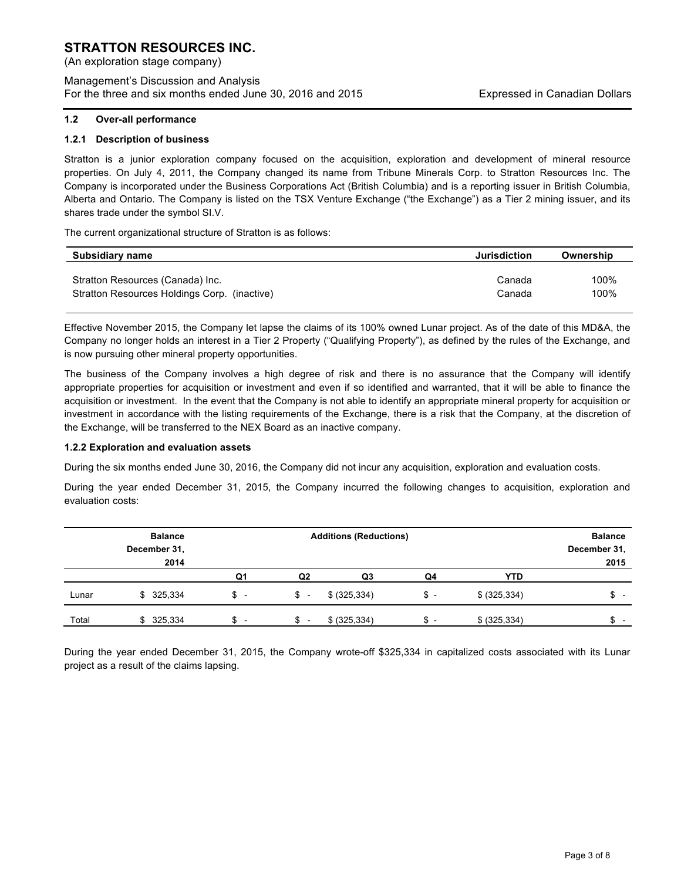## 1.2 Over-all performance

### 1.2.1 Description of business

Stratton is a junior exploration company focused on the acquisition, exploration and development of mineral resource properties. On July 4, 2011, the Company changed its name from Tribune Minerals Corp. to Stratton Resources Inc. The Company is incorporated under the Business Corporations Act (British Columbia) and is a reporting issuer in British Columbia, Alberta and Ontario. The Company is listed on the TSX Venture Exchange ("the Exchange") as a Tier 2 mining issuer, and its shares trade under the symbol SI.V.

The current organizational structure of Stratton is as follows:

| Subsidiary name | Jurisdiction | Ownership |
|---|---|---|
| Stratton Resources (Canada) Inc. | Canada | 100% |
| Stratton Resources Holdings Corp. (inactive) | Canada | 100% |

Effective November 2015, the Company let lapse the claims of its 100% owned Lunar project. As of the date of this MD&A, the Company no longer holds an interest in a Tier 2 Property ("Qualifying Property"), as defined by the rules of the Exchange, and is now pursuing other mineral property opportunities.

The business of the Company involves a high degree of risk and there is no assurance that the Company will identify appropriate properties for acquisition or investment and even if so identified and warranted, that it will be able to finance the acquisition or investment. In the event that the Company is not able to identify an appropriate mineral property for acquisition or investment in accordance with the listing requirements of the Exchange, there is a risk that the Company, at the discretion of the Exchange, will be transferred to the NEX Board as an inactive company.

### 1.2.2 Exploration and evaluation assets

During the six months ended June 30, 2016, the Company did not incur any acquisition, exploration and evaluation costs.

During the year ended December 31, 2015, the Company incurred the following changes to acquisition, exploration and evaluation costs:

| | Balance December 31, 2014 | Additions (Reductions) | | | | | Balance December 31, 2015 |
|---|---|---|---|---|---|---|---|
| | | Q1 | Q2 | Q3 | Q4 | YTD | |
| Lunar | $ 325,334 | $ - | $ - | $ (325,334) | $ - | $ (325,334) | $ - |
| Total | $ 325,334 | $ - | $ - | $ (325,334) | $ - | $ (325,334) | $ - |

During the year ended December 31, 2015, the Company wrote-off $325,334 in capitalized costs associated with its Lunar project as a result of the claims lapsing.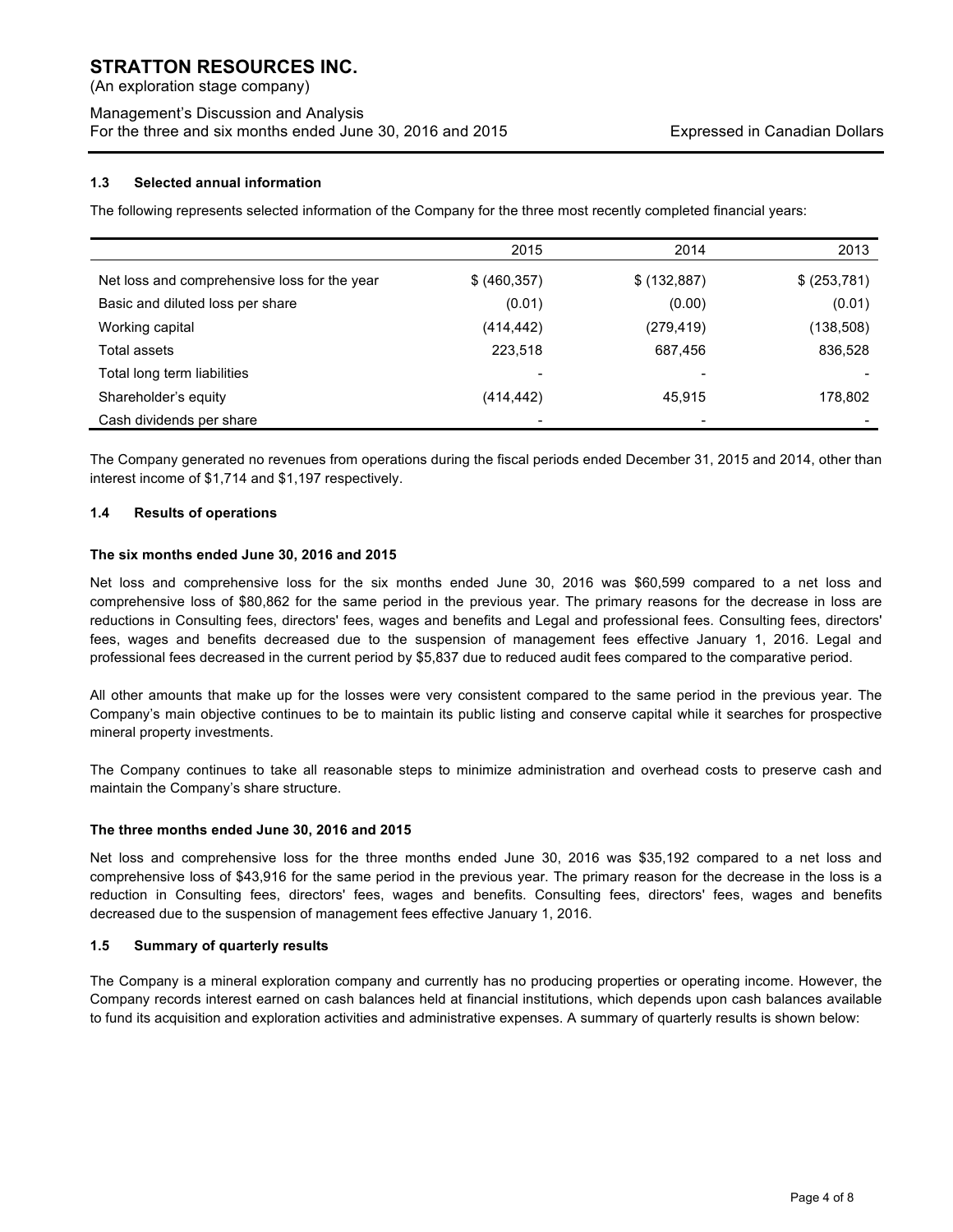### 1.3 Selected annual information

The following represents selected information of the Company for the three most recently completed financial years:

| | 2015 | 2014 | 2013 |
|---|---|---|---|
| Net loss and comprehensive loss for the year | $ (460,357) | $ (132,887) | $ (253,781) |
| Basic and diluted loss per share | (0.01) | (0.00) | (0.01) |
| Working capital | (414,442) | (279,419) | (138,508) |
| Total assets | 223,518 | 687,456 | 836,528 |
| Total long term liabilities | - | - | - |
| Shareholder's equity | (414,442) | 45,915 | 178,802 |
| Cash dividends per share | - | - | - |

The Company generated no revenues from operations during the fiscal periods ended December 31, 2015 and 2014, other than interest income of $1,714 and $1,197 respectively.

### 1.4 Results of operations

**The six months ended June 30, 2016 and 2015**

Net loss and comprehensive loss for the six months ended June 30, 2016 was $60,599 compared to a net loss and comprehensive loss of $80,862 for the same period in the previous year. The primary reasons for the decrease in loss are reductions in Consulting fees, directors' fees, wages and benefits and Legal and professional fees. Consulting fees, directors' fees, wages and benefits decreased due to the suspension of management fees effective January 1, 2016. Legal and professional fees decreased in the current period by $5,837 due to reduced audit fees compared to the comparative period.

All other amounts that make up for the losses were very consistent compared to the same period in the previous year. The Company's main objective continues to be to maintain its public listing and conserve capital while it searches for prospective mineral property investments.

The Company continues to take all reasonable steps to minimize administration and overhead costs to preserve cash and maintain the Company's share structure.

**The three months ended June 30, 2016 and 2015**

Net loss and comprehensive loss for the three months ended June 30, 2016 was $35,192 compared to a net loss and comprehensive loss of $43,916 for the same period in the previous year. The primary reason for the decrease in the loss is a reduction in Consulting fees, directors' fees, wages and benefits. Consulting fees, directors' fees, wages and benefits decreased due to the suspension of management fees effective January 1, 2016.

### 1.5 Summary of quarterly results

The Company is a mineral exploration company and currently has no producing properties or operating income. However, the Company records interest earned on cash balances held at financial institutions, which depends upon cash balances available to fund its acquisition and exploration activities and administrative expenses. A summary of quarterly results is shown below: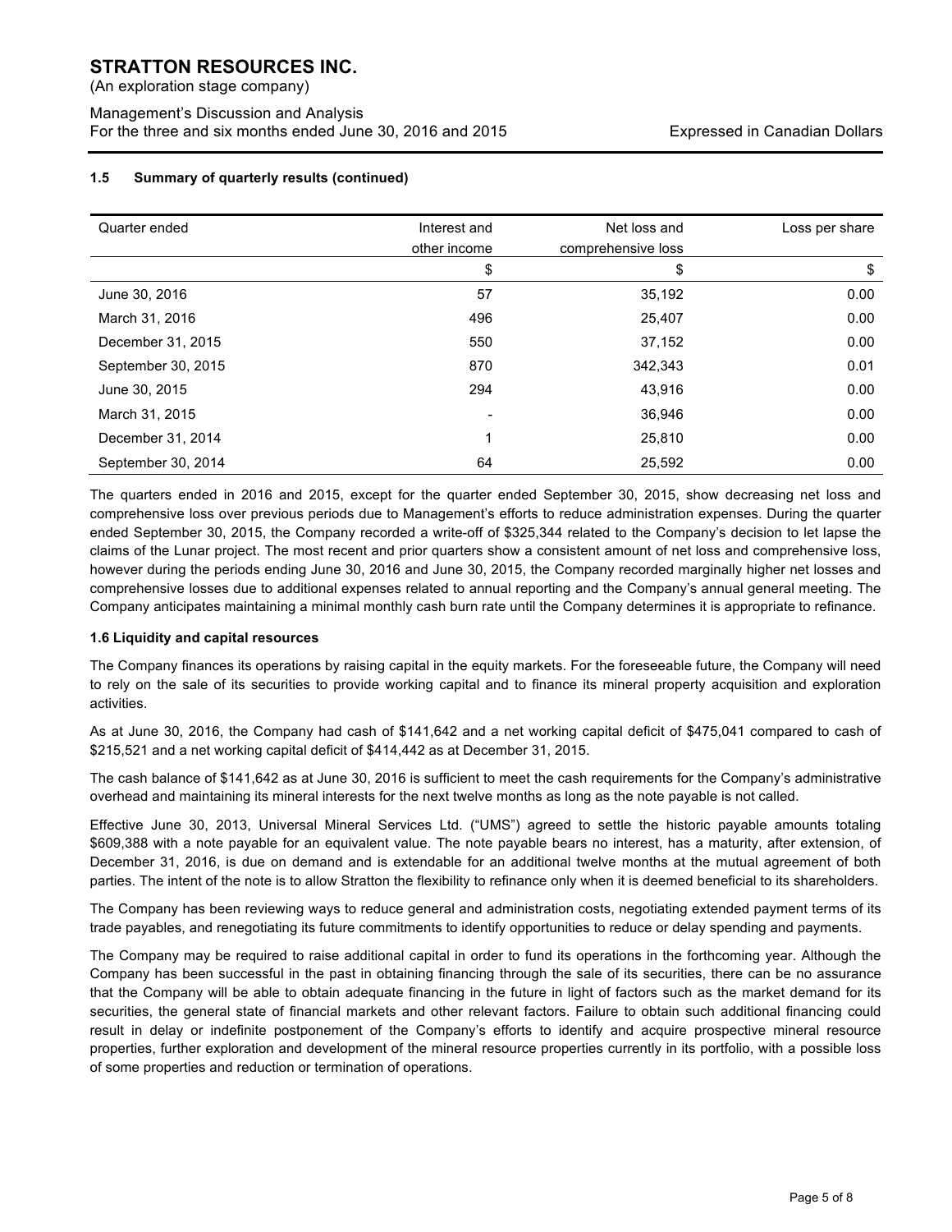### 1.5 Summary of quarterly results (continued)

| Quarter ended | Interest and other income | Net loss and comprehensive loss | Loss per share |
|---|---|---|---|
| | $ | $ | $ |
| June 30, 2016 | 57 | 35,192 | 0.00 |
| March 31, 2016 | 496 | 25,407 | 0.00 |
| December 31, 2015 | 550 | 37,152 | 0.00 |
| September 30, 2015 | 870 | 342,343 | 0.01 |
| June 30, 2015 | 294 | 43,916 | 0.00 |
| March 31, 2015 | - | 36,946 | 0.00 |
| December 31, 2014 | 1 | 25,810 | 0.00 |
| September 30, 2014 | 64 | 25,592 | 0.00 |

The quarters ended in 2016 and 2015, except for the quarter ended September 30, 2015, show decreasing net loss and comprehensive loss over previous periods due to Management's efforts to reduce administration expenses. During the quarter ended September 30, 2015, the Company recorded a write-off of $325,344 related to the Company's decision to let lapse the claims of the Lunar project. The most recent and prior quarters show a consistent amount of net loss and comprehensive loss, however during the periods ending June 30, 2016 and June 30, 2015, the Company recorded marginally higher net losses and comprehensive losses due to additional expenses related to annual reporting and the Company's annual general meeting. The Company anticipates maintaining a minimal monthly cash burn rate until the Company determines it is appropriate to refinance.

### 1.6 Liquidity and capital resources

The Company finances its operations by raising capital in the equity markets. For the foreseeable future, the Company will need to rely on the sale of its securities to provide working capital and to finance its mineral property acquisition and exploration activities.

As at June 30, 2016, the Company had cash of $141,642 and a net working capital deficit of $475,041 compared to cash of $215,521 and a net working capital deficit of $414,442 as at December 31, 2015.

The cash balance of $141,642 as at June 30, 2016 is sufficient to meet the cash requirements for the Company's administrative overhead and maintaining its mineral interests for the next twelve months as long as the note payable is not called.

Effective June 30, 2013, Universal Mineral Services Ltd. ("UMS") agreed to settle the historic payable amounts totaling $609,388 with a note payable for an equivalent value. The note payable bears no interest, has a maturity, after extension, of December 31, 2016, is due on demand and is extendable for an additional twelve months at the mutual agreement of both parties. The intent of the note is to allow Stratton the flexibility to refinance only when it is deemed beneficial to its shareholders.

The Company has been reviewing ways to reduce general and administration costs, negotiating extended payment terms of its trade payables, and renegotiating its future commitments to identify opportunities to reduce or delay spending and payments.

The Company may be required to raise additional capital in order to fund its operations in the forthcoming year. Although the Company has been successful in the past in obtaining financing through the sale of its securities, there can be no assurance that the Company will be able to obtain adequate financing in the future in light of factors such as the market demand for its securities, the general state of financial markets and other relevant factors. Failure to obtain such additional financing could result in delay or indefinite postponement of the Company's efforts to identify and acquire prospective mineral resource properties, further exploration and development of the mineral resource properties currently in its portfolio, with a possible loss of some properties and reduction or termination of operations.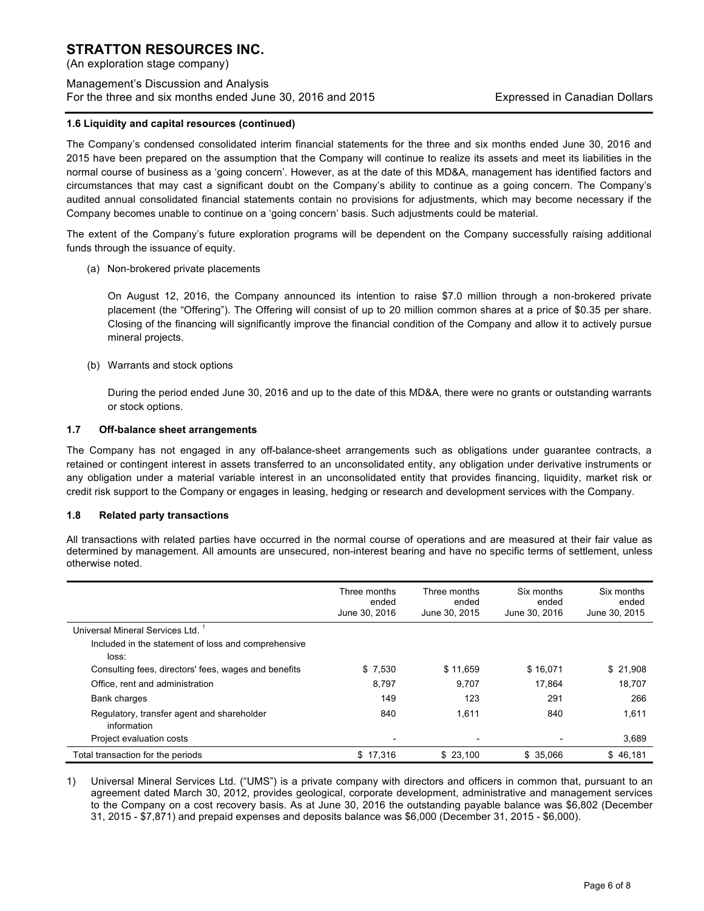### 1.6 Liquidity and capital resources (continued)

The Company's condensed consolidated interim financial statements for the three and six months ended June 30, 2016 and 2015 have been prepared on the assumption that the Company will continue to realize its assets and meet its liabilities in the normal course of business as a 'going concern'. However, as at the date of this MD&A, management has identified factors and circumstances that may cast a significant doubt on the Company's ability to continue as a going concern. The Company's audited annual consolidated financial statements contain no provisions for adjustments, which may become necessary if the Company becomes unable to continue on a 'going concern' basis. Such adjustments could be material.

The extent of the Company's future exploration programs will be dependent on the Company successfully raising additional funds through the issuance of equity.

(a) Non-brokered private placements

On August 12, 2016, the Company announced its intention to raise $7.0 million through a non-brokered private placement (the "Offering"). The Offering will consist of up to 20 million common shares at a price of $0.35 per share. Closing of the financing will significantly improve the financial condition of the Company and allow it to actively pursue mineral projects.

(b) Warrants and stock options

During the period ended June 30, 2016 and up to the date of this MD&A, there were no grants or outstanding warrants or stock options.

### 1.7 Off-balance sheet arrangements

The Company has not engaged in any off-balance-sheet arrangements such as obligations under guarantee contracts, a retained or contingent interest in assets transferred to an unconsolidated entity, any obligation under derivative instruments or any obligation under a material variable interest in an unconsolidated entity that provides financing, liquidity, market risk or credit risk support to the Company or engages in leasing, hedging or research and development services with the Company.

### 1.8 Related party transactions

All transactions with related parties have occurred in the normal course of operations and are measured at their fair value as determined by management. All amounts are unsecured, non-interest bearing and have no specific terms of settlement, unless otherwise noted.

| | Three months ended June 30, 2016 | Three months ended June 30, 2015 | Six months ended June 30, 2016 | Six months ended June 30, 2015 |
|---|---|---|---|---|
| Universal Mineral Services Ltd. [1] | | | | |
| Included in the statement of loss and comprehensive loss: | | | | |
| Consulting fees, directors' fees, wages and benefits | $ 7,530 | $ 11,659 | $ 16,071 | $ 21,908 |
| Office, rent and administration | 8,797 | 9,707 | 17,864 | 18,707 |
| Bank charges | 149 | 123 | 291 | 266 |
| Regulatory, transfer agent and shareholder information | 840 | 1,611 | 840 | 1,611 |
| Project evaluation costs | - | - | - | 3,689 |
| Total transaction for the periods | $ 17,316 | $ 23,100 | $ 35,066 | $ 46,181 |

1) Universal Mineral Services Ltd. ("UMS") is a private company with directors and officers in common that, pursuant to an agreement dated March 30, 2012, provides geological, corporate development, administrative and management services to the Company on a cost recovery basis. As at June 30, 2016 the outstanding payable balance was $6,802 (December 31, 2015 - $7,871) and prepaid expenses and deposits balance was $6,000 (December 31, 2015 - $6,000).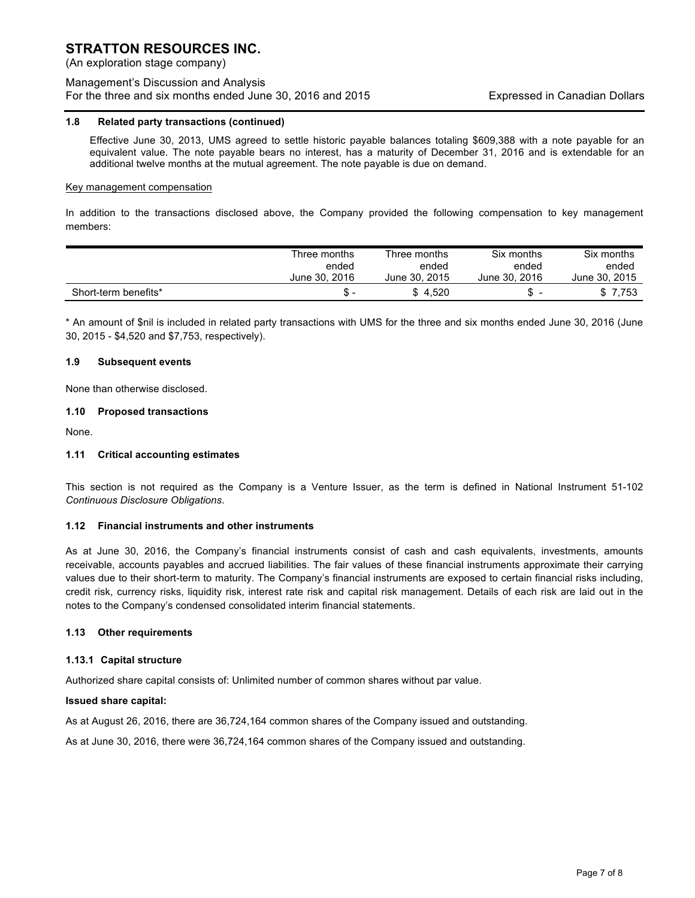### 1.8 Related party transactions (continued)

Effective June 30, 2013, UMS agreed to settle historic payable balances totaling $609,388 with a note payable for an equivalent value. The note payable bears no interest, has a maturity of December 31, 2016 and is extendable for an additional twelve months at the mutual agreement. The note payable is due on demand.

Key management compensation

In addition to the transactions disclosed above, the Company provided the following compensation to key management members:

| | Three months ended June 30, 2016 | Three months ended June 30, 2015 | Six months ended June 30, 2016 | Six months ended June 30, 2015 |
|---|---|---|---|---|
| Short-term benefits* | $ - | $ 4,520 | $ - | $ 7,753 |

* An amount of $nil is included in related party transactions with UMS for the three and six months ended June 30, 2016 (June 30, 2015 - $4,520 and $7,753, respectively).

### 1.9 Subsequent events

None than otherwise disclosed.

### 1.10 Proposed transactions

None.

### 1.11 Critical accounting estimates

This section is not required as the Company is a Venture Issuer, as the term is defined in National Instrument 51-102 *Continuous Disclosure Obligations*.

### 1.12 Financial instruments and other instruments

As at June 30, 2016, the Company's financial instruments consist of cash and cash equivalents, investments, amounts receivable, accounts payables and accrued liabilities. The fair values of these financial instruments approximate their carrying values due to their short-term to maturity. The Company's financial instruments are exposed to certain financial risks including, credit risk, currency risks, liquidity risk, interest rate risk and capital risk management. Details of each risk are laid out in the notes to the Company's condensed consolidated interim financial statements.

### 1.13 Other requirements

#### 1.13.1 Capital structure

Authorized share capital consists of: Unlimited number of common shares without par value.

**Issued share capital:**

As at August 26, 2016, there are 36,724,164 common shares of the Company issued and outstanding.

As at June 30, 2016, there were 36,724,164 common shares of the Company issued and outstanding.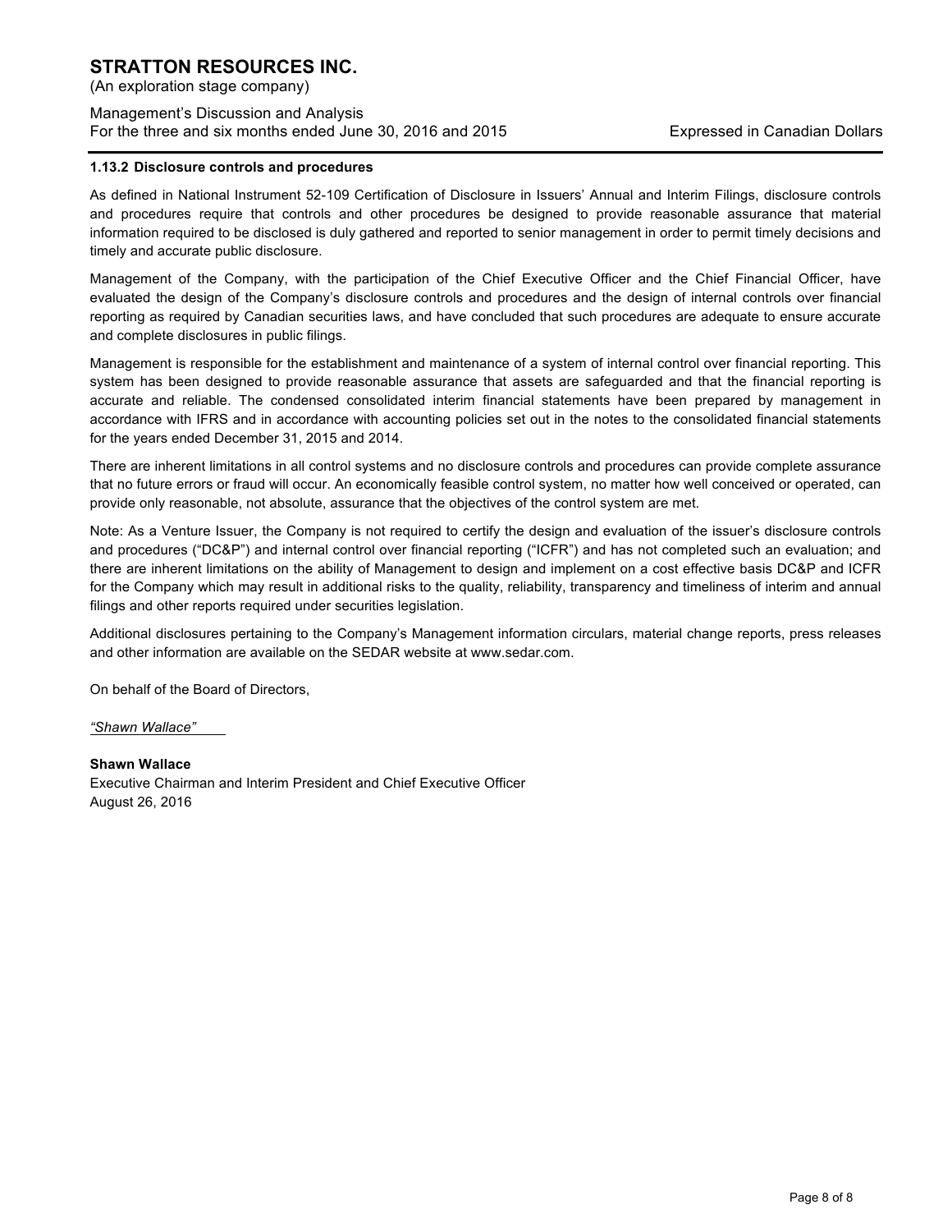#### 1.13.2 Disclosure controls and procedures

As defined in National Instrument 52-109 Certification of Disclosure in Issuers' Annual and Interim Filings, disclosure controls and procedures require that controls and other procedures be designed to provide reasonable assurance that material information required to be disclosed is duly gathered and reported to senior management in order to permit timely decisions and timely and accurate public disclosure.

Management of the Company, with the participation of the Chief Executive Officer and the Chief Financial Officer, have evaluated the design of the Company's disclosure controls and procedures and the design of internal controls over financial reporting as required by Canadian securities laws, and have concluded that such procedures are adequate to ensure accurate and complete disclosures in public filings.

Management is responsible for the establishment and maintenance of a system of internal control over financial reporting. This system has been designed to provide reasonable assurance that assets are safeguarded and that the financial reporting is accurate and reliable. The condensed consolidated interim financial statements have been prepared by management in accordance with IFRS and in accordance with accounting policies set out in the notes to the consolidated financial statements for the years ended December 31, 2015 and 2014.

There are inherent limitations in all control systems and no disclosure controls and procedures can provide complete assurance that no future errors or fraud will occur. An economically feasible control system, no matter how well conceived or operated, can provide only reasonable, not absolute, assurance that the objectives of the control system are met.

Note: As a Venture Issuer, the Company is not required to certify the design and evaluation of the issuer's disclosure controls and procedures ("DC&P") and internal control over financial reporting ("ICFR") and has not completed such an evaluation; and there are inherent limitations on the ability of Management to design and implement on a cost effective basis DC&P and ICFR for the Company which may result in additional risks to the quality, reliability, transparency and timeliness of interim and annual filings and other reports required under securities legislation.

Additional disclosures pertaining to the Company's Management information circulars, material change reports, press releases and other information are available on the SEDAR website at www.sedar.com.

On behalf of the Board of Directors,

*"Shawn Wallace"*

**Shawn Wallace**
Executive Chairman and Interim President and Chief Executive Officer
August 26, 2016